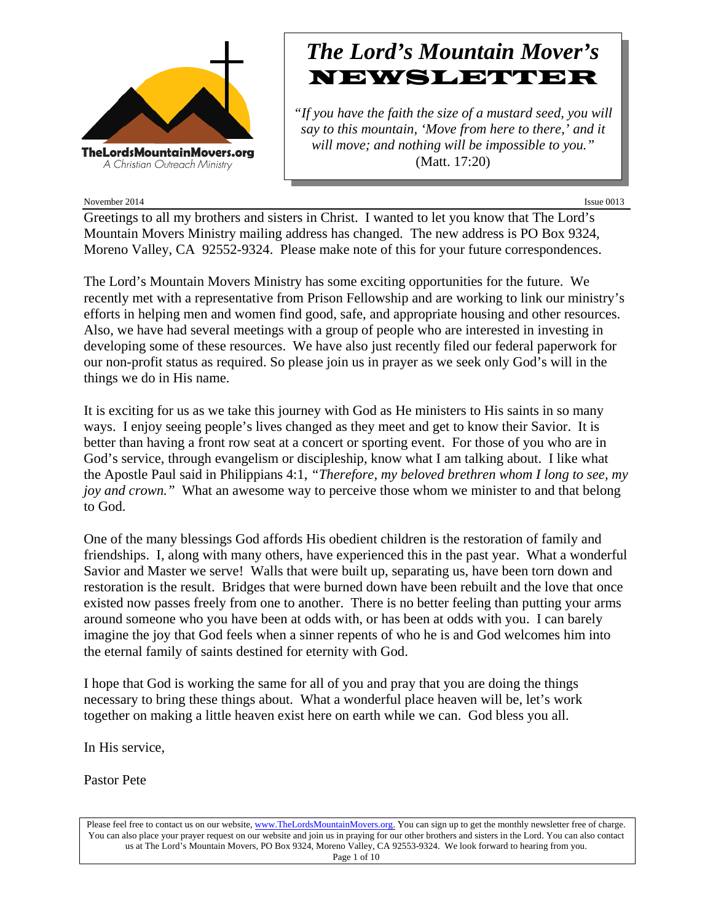TheLordsMountainMovers.org
A Christian Outreach Ministry

# *The Lord's Mountain Mover's* NEWSLETTER

*"If you have the faith the size of a mustard seed, you will say to this mountain, 'Move from here to there,' and it will move; and nothing will be impossible to you."* (Matt. 17:20)

November 2014 Issue 0013

Greetings to all my brothers and sisters in Christ. I wanted to let you know that The Lord's Mountain Movers Ministry mailing address has changed. The new address is PO Box 9324, Moreno Valley, CA 92552-9324. Please make note of this for your future correspondences.

The Lord's Mountain Movers Ministry has some exciting opportunities for the future. We recently met with a representative from Prison Fellowship and are working to link our ministry's efforts in helping men and women find good, safe, and appropriate housing and other resources. Also, we have had several meetings with a group of people who are interested in investing in developing some of these resources. We have also just recently filed our federal paperwork for our non-profit status as required. So please join us in prayer as we seek only God's will in the things we do in His name.

It is exciting for us as we take this journey with God as He ministers to His saints in so many ways. I enjoy seeing people's lives changed as they meet and get to know their Savior. It is better than having a front row seat at a concert or sporting event. For those of you who are in God's service, through evangelism or discipleship, know what I am talking about. I like what the Apostle Paul said in Philippians 4:1, *"Therefore, my beloved brethren whom I long to see, my joy and crown."* What an awesome way to perceive those whom we minister to and that belong to God.

One of the many blessings God affords His obedient children is the restoration of family and friendships. I, along with many others, have experienced this in the past year. What a wonderful Savior and Master we serve! Walls that were built up, separating us, have been torn down and restoration is the result. Bridges that were burned down have been rebuilt and the love that once existed now passes freely from one to another. There is no better feeling than putting your arms around someone who you have been at odds with, or has been at odds with you. I can barely imagine the joy that God feels when a sinner repents of who he is and God welcomes him into the eternal family of saints destined for eternity with God.

I hope that God is working the same for all of you and pray that you are doing the things necessary to bring these things about. What a wonderful place heaven will be, let's work together on making a little heaven exist here on earth while we can. God bless you all.

In His service,

Pastor Pete

Please feel free to contact us on our website, www.TheLordsMountainMovers.org. You can sign up to get the monthly newsletter free of charge. You can also place your prayer request on our website and join us in praying for our other brothers and sisters in the Lord. You can also contact us at The Lord's Mountain Movers, PO Box 9324, Moreno Valley, CA 92553-9324. We look forward to hearing from you.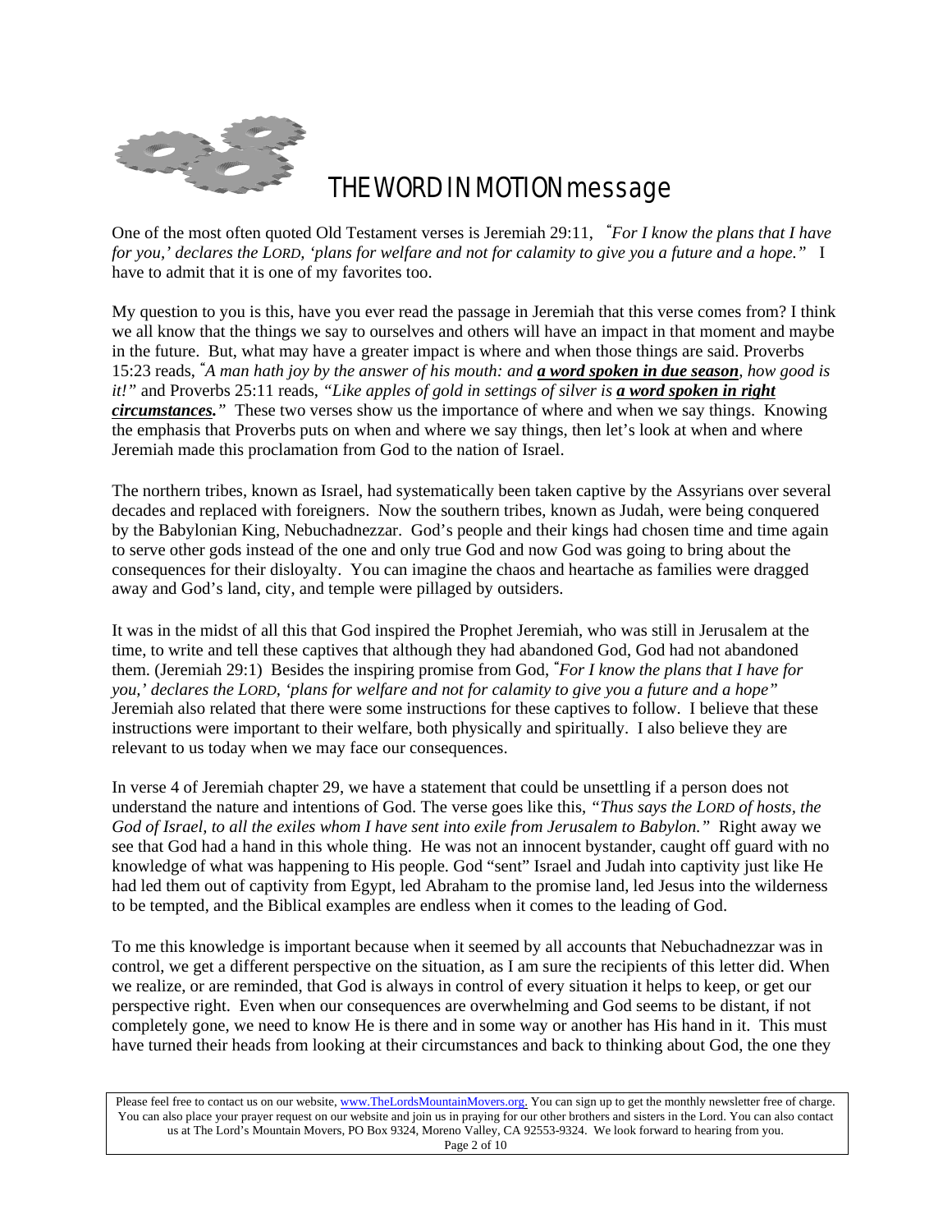# THE WORD IN MOTION message

One of the most often quoted Old Testament verses is Jeremiah 29:11, *"For I know the plans that I have for you,' declares the LORD, 'plans for welfare and not for calamity to give you a future and a hope."* I have to admit that it is one of my favorites too.

My question to you is this, have you ever read the passage in Jeremiah that this verse comes from? I think we all know that the things we say to ourselves and others will have an impact in that moment and maybe in the future. But, what may have a greater impact is where and when those things are said. Proverbs 15:23 reads, *"A man hath joy by the answer of his mouth: and* ***a word spoken in due season****, how good is it!"* and Proverbs 25:11 reads, *"Like apples of gold in settings of silver is* ***a word spoken in right circumstances.****"* These two verses show us the importance of where and when we say things. Knowing the emphasis that Proverbs puts on when and where we say things, then let's look at when and where Jeremiah made this proclamation from God to the nation of Israel.

The northern tribes, known as Israel, had systematically been taken captive by the Assyrians over several decades and replaced with foreigners. Now the southern tribes, known as Judah, were being conquered by the Babylonian King, Nebuchadnezzar. God's people and their kings had chosen time and time again to serve other gods instead of the one and only true God and now God was going to bring about the consequences for their disloyalty. You can imagine the chaos and heartache as families were dragged away and God's land, city, and temple were pillaged by outsiders.

It was in the midst of all this that God inspired the Prophet Jeremiah, who was still in Jerusalem at the time, to write and tell these captives that although they had abandoned God, God had not abandoned them. (Jeremiah 29:1) Besides the inspiring promise from God, *"For I know the plans that I have for you,' declares the LORD, 'plans for welfare and not for calamity to give you a future and a hope"* Jeremiah also related that there were some instructions for these captives to follow. I believe that these instructions were important to their welfare, both physically and spiritually. I also believe they are relevant to us today when we may face our consequences.

In verse 4 of Jeremiah chapter 29, we have a statement that could be unsettling if a person does not understand the nature and intentions of God. The verse goes like this, *"Thus says the LORD of hosts, the God of Israel, to all the exiles whom I have sent into exile from Jerusalem to Babylon."* Right away we see that God had a hand in this whole thing. He was not an innocent bystander, caught off guard with no knowledge of what was happening to His people. God "sent" Israel and Judah into captivity just like He had led them out of captivity from Egypt, led Abraham to the promise land, led Jesus into the wilderness to be tempted, and the Biblical examples are endless when it comes to the leading of God.

To me this knowledge is important because when it seemed by all accounts that Nebuchadnezzar was in control, we get a different perspective on the situation, as I am sure the recipients of this letter did. When we realize, or are reminded, that God is always in control of every situation it helps to keep, or get our perspective right. Even when our consequences are overwhelming and God seems to be distant, if not completely gone, we need to know He is there and in some way or another has His hand in it. This must have turned their heads from looking at their circumstances and back to thinking about God, the one they

Please feel free to contact us on our website, www.TheLordsMountainMovers.org. You can sign up to get the monthly newsletter free of charge. You can also place your prayer request on our website and join us in praying for our other brothers and sisters in the Lord. You can also contact us at The Lord's Mountain Movers, PO Box 9324, Moreno Valley, CA 92553-9324. We look forward to hearing from you.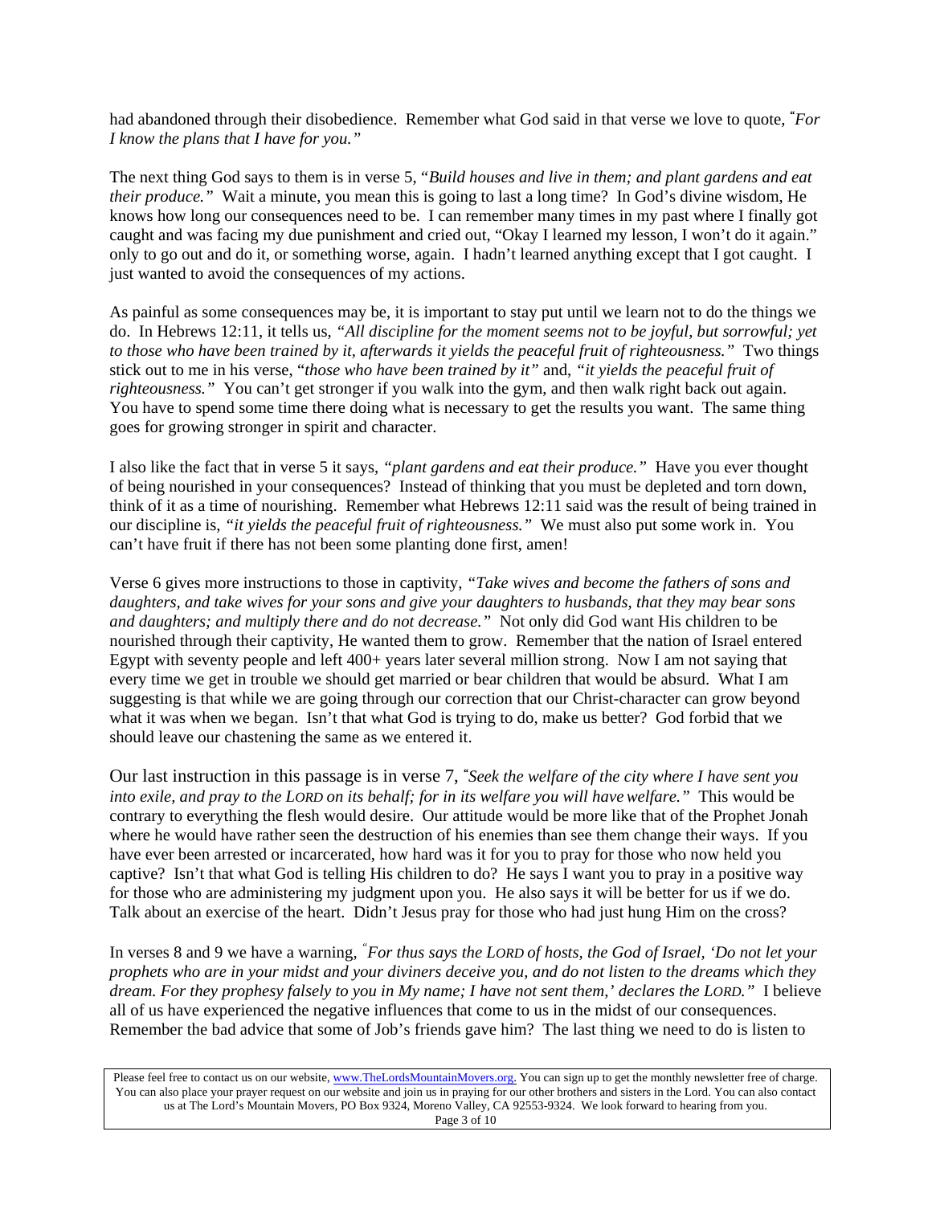had abandoned through their disobedience. Remember what God said in that verse we love to quote, *"For I know the plans that I have for you."*

The next thing God says to them is in verse 5, "*Build houses and live in them; and plant gardens and eat their produce."* Wait a minute, you mean this is going to last a long time? In God's divine wisdom, He knows how long our consequences need to be. I can remember many times in my past where I finally got caught and was facing my due punishment and cried out, "Okay I learned my lesson, I won't do it again." only to go out and do it, or something worse, again. I hadn't learned anything except that I got caught. I just wanted to avoid the consequences of my actions.

As painful as some consequences may be, it is important to stay put until we learn not to do the things we do. In Hebrews 12:11, it tells us, *"All discipline for the moment seems not to be joyful, but sorrowful; yet to those who have been trained by it, afterwards it yields the peaceful fruit of righteousness."* Two things stick out to me in his verse, "*those who have been trained by it"* and, *"it yields the peaceful fruit of righteousness."* You can't get stronger if you walk into the gym, and then walk right back out again. You have to spend some time there doing what is necessary to get the results you want. The same thing goes for growing stronger in spirit and character.

I also like the fact that in verse 5 it says, *"plant gardens and eat their produce."* Have you ever thought of being nourished in your consequences? Instead of thinking that you must be depleted and torn down, think of it as a time of nourishing. Remember what Hebrews 12:11 said was the result of being trained in our discipline is, *"it yields the peaceful fruit of righteousness."* We must also put some work in. You can't have fruit if there has not been some planting done first, amen!

Verse 6 gives more instructions to those in captivity, *"Take wives and become the fathers of sons and daughters, and take wives for your sons and give your daughters to husbands, that they may bear sons and daughters; and multiply there and do not decrease."* Not only did God want His children to be nourished through their captivity, He wanted them to grow. Remember that the nation of Israel entered Egypt with seventy people and left 400+ years later several million strong. Now I am not saying that every time we get in trouble we should get married or bear children that would be absurd. What I am suggesting is that while we are going through our correction that our Christ-character can grow beyond what it was when we began. Isn't that what God is trying to do, make us better? God forbid that we should leave our chastening the same as we entered it.

Our last instruction in this passage is in verse 7, *"Seek the welfare of the city where I have sent you into exile, and pray to the LORD on its behalf; for in its welfare you will have welfare."* This would be contrary to everything the flesh would desire. Our attitude would be more like that of the Prophet Jonah where he would have rather seen the destruction of his enemies than see them change their ways. If you have ever been arrested or incarcerated, how hard was it for you to pray for those who now held you captive? Isn't that what God is telling His children to do? He says I want you to pray in a positive way for those who are administering my judgment upon you. He also says it will be better for us if we do. Talk about an exercise of the heart. Didn't Jesus pray for those who had just hung Him on the cross?

In verses 8 and 9 we have a warning, *"For thus says the LORD of hosts, the God of Israel, 'Do not let your prophets who are in your midst and your diviners deceive you, and do not listen to the dreams which they dream. For they prophesy falsely to you in My name; I have not sent them,' declares the LORD."* I believe all of us have experienced the negative influences that come to us in the midst of our consequences. Remember the bad advice that some of Job's friends gave him? The last thing we need to do is listen to

Please feel free to contact us on our website, www.TheLordsMountainMovers.org. You can sign up to get the monthly newsletter free of charge. You can also place your prayer request on our website and join us in praying for our other brothers and sisters in the Lord. You can also contact us at The Lord's Mountain Movers, PO Box 9324, Moreno Valley, CA 92553-9324. We look forward to hearing from you.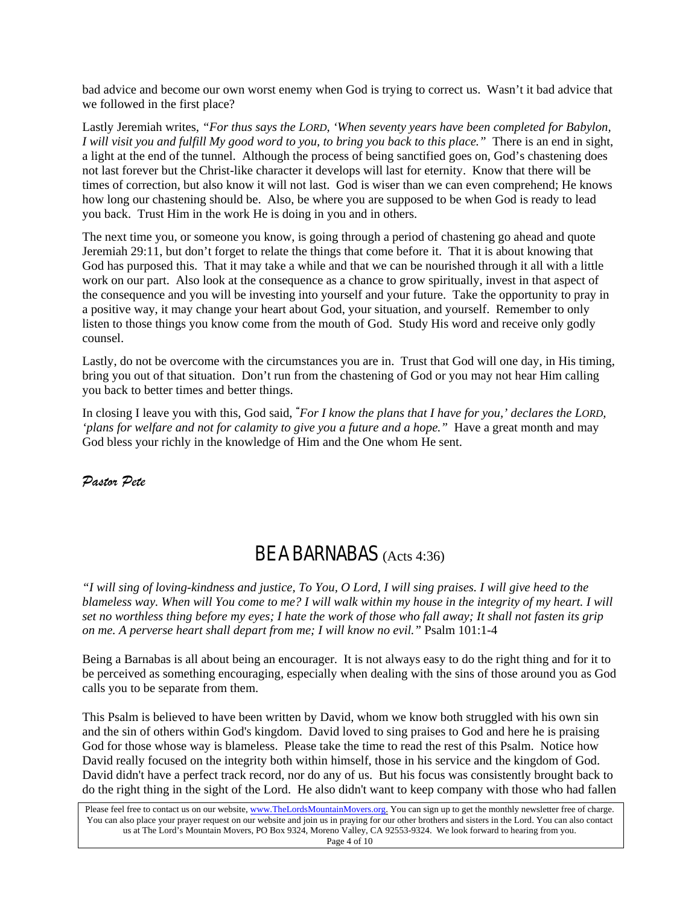bad advice and become our own worst enemy when God is trying to correct us. Wasn't it bad advice that we followed in the first place?

Lastly Jeremiah writes, *"For thus says the LORD, 'When seventy years have been completed for Babylon, I will visit you and fulfill My good word to you, to bring you back to this place."* There is an end in sight, a light at the end of the tunnel. Although the process of being sanctified goes on, God's chastening does not last forever but the Christ-like character it develops will last for eternity. Know that there will be times of correction, but also know it will not last. God is wiser than we can even comprehend; He knows how long our chastening should be. Also, be where you are supposed to be when God is ready to lead you back. Trust Him in the work He is doing in you and in others.

The next time you, or someone you know, is going through a period of chastening go ahead and quote Jeremiah 29:11, but don't forget to relate the things that come before it. That it is about knowing that God has purposed this. That it may take a while and that we can be nourished through it all with a little work on our part. Also look at the consequence as a chance to grow spiritually, invest in that aspect of the consequence and you will be investing into yourself and your future. Take the opportunity to pray in a positive way, it may change your heart about God, your situation, and yourself. Remember to only listen to those things you know come from the mouth of God. Study His word and receive only godly counsel.

Lastly, do not be overcome with the circumstances you are in. Trust that God will one day, in His timing, bring you out of that situation. Don't run from the chastening of God or you may not hear Him calling you back to better times and better things.

In closing I leave you with this, God said, *"For I know the plans that I have for you,' declares the LORD, 'plans for welfare and not for calamity to give you a future and a hope."* Have a great month and may God bless your richly in the knowledge of Him and the One whom He sent.

*Pastor Pete*

## BE A BARNABAS (Acts 4:36)

*"I will sing of loving-kindness and justice, To You, O Lord, I will sing praises. I will give heed to the blameless way. When will You come to me? I will walk within my house in the integrity of my heart. I will set no worthless thing before my eyes; I hate the work of those who fall away; It shall not fasten its grip on me. A perverse heart shall depart from me; I will know no evil."* Psalm 101:1-4

Being a Barnabas is all about being an encourager. It is not always easy to do the right thing and for it to be perceived as something encouraging, especially when dealing with the sins of those around you as God calls you to be separate from them.

This Psalm is believed to have been written by David, whom we know both struggled with his own sin and the sin of others within God's kingdom. David loved to sing praises to God and here he is praising God for those whose way is blameless. Please take the time to read the rest of this Psalm. Notice how David really focused on the integrity both within himself, those in his service and the kingdom of God. David didn't have a perfect track record, nor do any of us. But his focus was consistently brought back to do the right thing in the sight of the Lord. He also didn't want to keep company with those who had fallen

Please feel free to contact us on our website, www.TheLordsMountainMovers.org. You can sign up to get the monthly newsletter free of charge. You can also place your prayer request on our website and join us in praying for our other brothers and sisters in the Lord. You can also contact us at The Lord's Mountain Movers, PO Box 9324, Moreno Valley, CA 92553-9324. We look forward to hearing from you.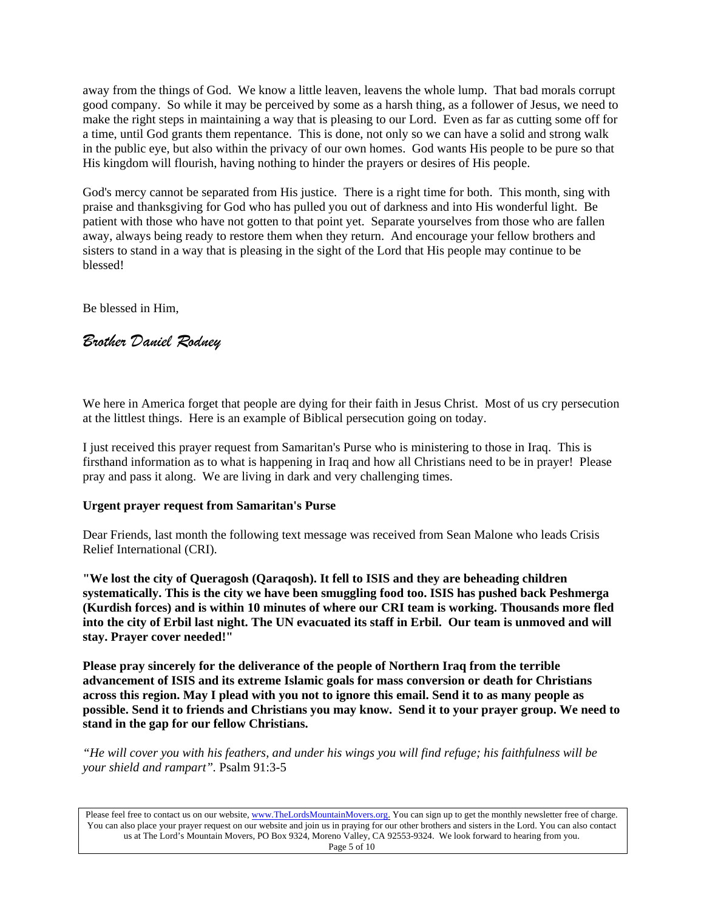away from the things of God. We know a little leaven, leavens the whole lump. That bad morals corrupt good company. So while it may be perceived by some as a harsh thing, as a follower of Jesus, we need to make the right steps in maintaining a way that is pleasing to our Lord. Even as far as cutting some off for a time, until God grants them repentance. This is done, not only so we can have a solid and strong walk in the public eye, but also within the privacy of our own homes. God wants His people to be pure so that His kingdom will flourish, having nothing to hinder the prayers or desires of His people.

God's mercy cannot be separated from His justice. There is a right time for both. This month, sing with praise and thanksgiving for God who has pulled you out of darkness and into His wonderful light. Be patient with those who have not gotten to that point yet. Separate yourselves from those who are fallen away, always being ready to restore them when they return. And encourage your fellow brothers and sisters to stand in a way that is pleasing in the sight of the Lord that His people may continue to be blessed!

Be blessed in Him,

*Brother Daniel Rodney*

We here in America forget that people are dying for their faith in Jesus Christ. Most of us cry persecution at the littlest things. Here is an example of Biblical persecution going on today.

I just received this prayer request from Samaritan's Purse who is ministering to those in Iraq. This is firsthand information as to what is happening in Iraq and how all Christians need to be in prayer! Please pray and pass it along. We are living in dark and very challenging times.

**Urgent prayer request from Samaritan's Purse**

Dear Friends, last month the following text message was received from Sean Malone who leads Crisis Relief International (CRI).

**"We lost the city of Queragosh (Qaraqosh). It fell to ISIS and they are beheading children systematically. This is the city we have been smuggling food too. ISIS has pushed back Peshmerga (Kurdish forces) and is within 10 minutes of where our CRI team is working. Thousands more fled into the city of Erbil last night. The UN evacuated its staff in Erbil. Our team is unmoved and will stay. Prayer cover needed!"**

**Please pray sincerely for the deliverance of the people of Northern Iraq from the terrible advancement of ISIS and its extreme Islamic goals for mass conversion or death for Christians across this region. May I plead with you not to ignore this email. Send it to as many people as possible. Send it to friends and Christians you may know. Send it to your prayer group. We need to stand in the gap for our fellow Christians.**

*"He will cover you with his feathers, and under his wings you will find refuge; his faithfulness will be your shield and rampart".* Psalm 91:3-5

Please feel free to contact us on our website, www.TheLordsMountainMovers.org. You can sign up to get the monthly newsletter free of charge. You can also place your prayer request on our website and join us in praying for our other brothers and sisters in the Lord. You can also contact us at The Lord's Mountain Movers, PO Box 9324, Moreno Valley, CA 92553-9324. We look forward to hearing from you.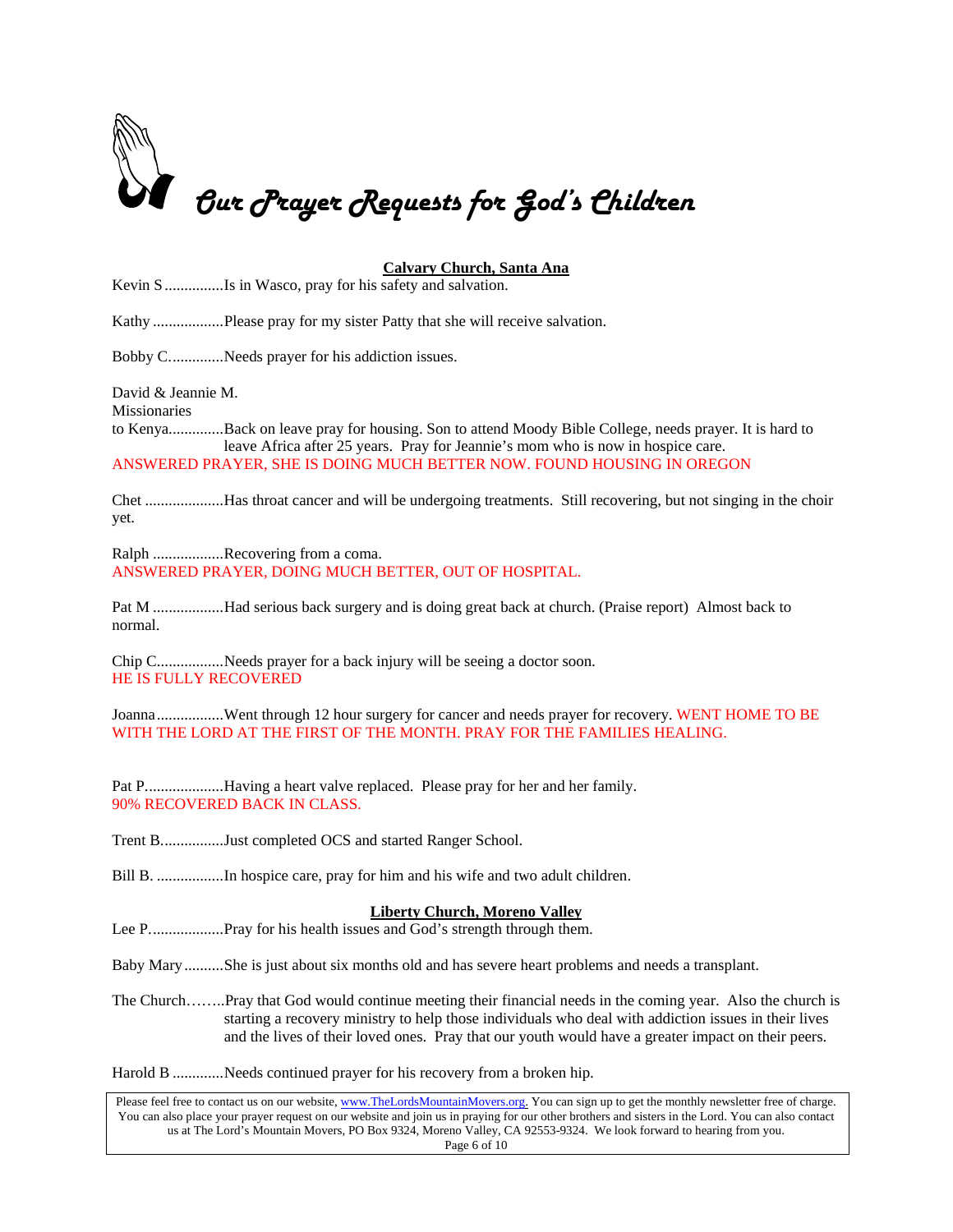# *Our Prayer Requests for God's Children*

**Calvary Church, Santa Ana**

Kevin S ...............Is in Wasco, pray for his safety and salvation.

Kathy ..................Please pray for my sister Patty that she will receive salvation.

Bobby C..............Needs prayer for his addiction issues.

David & Jeannie M.
Missionaries
to Kenya..............Back on leave pray for housing. Son to attend Moody Bible College, needs prayer. It is hard to leave Africa after 25 years. Pray for Jeannie's mom who is now in hospice care.
ANSWERED PRAYER, SHE IS DOING MUCH BETTER NOW. FOUND HOUSING IN OREGON

Chet ....................Has throat cancer and will be undergoing treatments. Still recovering, but not singing in the choir yet.

Ralph ..................Recovering from a coma.
ANSWERED PRAYER, DOING MUCH BETTER, OUT OF HOSPITAL.

Pat M ..................Had serious back surgery and is doing great back at church. (Praise report) Almost back to normal.

Chip C.................Needs prayer for a back injury will be seeing a doctor soon.
HE IS FULLY RECOVERED

Joanna.................Went through 12 hour surgery for cancer and needs prayer for recovery. WENT HOME TO BE WITH THE LORD AT THE FIRST OF THE MONTH. PRAY FOR THE FAMILIES HEALING.

Pat P....................Having a heart valve replaced. Please pray for her and her family.
90% RECOVERED BACK IN CLASS.

Trent B................Just completed OCS and started Ranger School.

Bill B. .................In hospice care, pray for him and his wife and two adult children.

**Liberty Church, Moreno Valley**

Lee P...................Pray for his health issues and God's strength through them.

Baby Mary..........She is just about six months old and has severe heart problems and needs a transplant.

The Church……..Pray that God would continue meeting their financial needs in the coming year. Also the church is starting a recovery ministry to help those individuals who deal with addiction issues in their lives and the lives of their loved ones. Pray that our youth would have a greater impact on their peers.

Harold B .............Needs continued prayer for his recovery from a broken hip.

Please feel free to contact us on our website, www.TheLordsMountainMovers.org. You can sign up to get the monthly newsletter free of charge. You can also place your prayer request on our website and join us in praying for our other brothers and sisters in the Lord. You can also contact us at The Lord's Mountain Movers, PO Box 9324, Moreno Valley, CA 92553-9324. We look forward to hearing from you.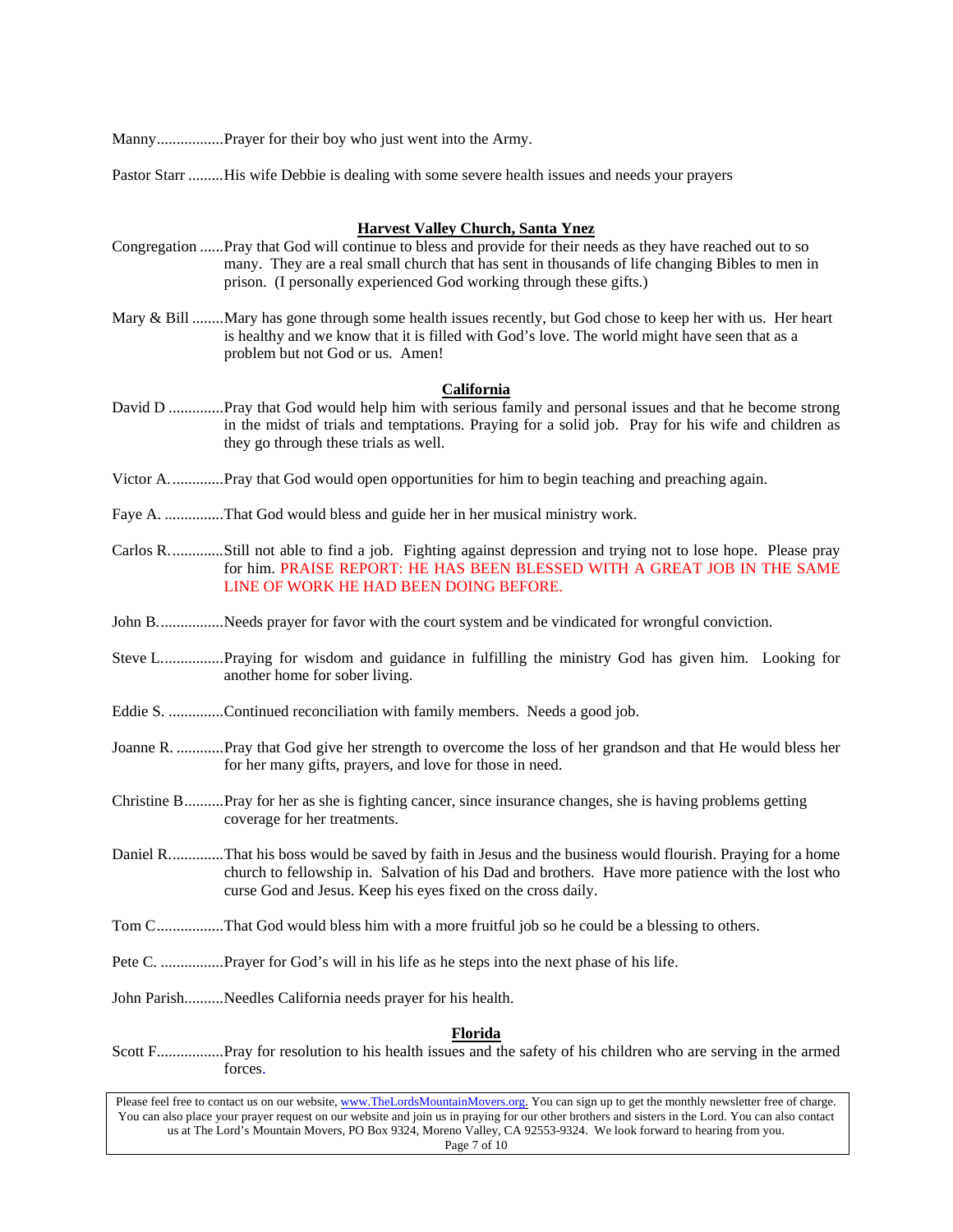Manny.................Prayer for their boy who just went into the Army.

Pastor Starr .........His wife Debbie is dealing with some severe health issues and needs your prayers

## Harvest Valley Church, Santa Ynez

Congregation ......Pray that God will continue to bless and provide for their needs as they have reached out to so many. They are a real small church that has sent in thousands of life changing Bibles to men in prison. (I personally experienced God working through these gifts.)

Mary & Bill ........Mary has gone through some health issues recently, but God chose to keep her with us. Her heart is healthy and we know that it is filled with God's love. The world might have seen that as a problem but not God or us. Amen!

## California

David D .............Pray that God would help him with serious family and personal issues and that he become strong in the midst of trials and temptations. Praying for a solid job. Pray for his wife and children as they go through these trials as well.

Victor A..............Pray that God would open opportunities for him to begin teaching and preaching again.

Faye A. ...............That God would bless and guide her in her musical ministry work.

Carlos R..............Still not able to find a job. Fighting against depression and trying not to lose hope. Please pray for him. PRAISE REPORT: HE HAS BEEN BLESSED WITH A GREAT JOB IN THE SAME LINE OF WORK HE HAD BEEN DOING BEFORE.

John B.................Needs prayer for favor with the court system and be vindicated for wrongful conviction.

Steve L................Praying for wisdom and guidance in fulfilling the ministry God has given him. Looking for another home for sober living.

Eddie S. ..............Continued reconciliation with family members. Needs a good job.

Joanne R. ............Pray that God give her strength to overcome the loss of her grandson and that He would bless her for her many gifts, prayers, and love for those in need.

Christine B..........Pray for her as she is fighting cancer, since insurance changes, she is having problems getting coverage for her treatments.

Daniel R..............That his boss would be saved by faith in Jesus and the business would flourish. Praying for a home church to fellowship in. Salvation of his Dad and brothers. Have more patience with the lost who curse God and Jesus. Keep his eyes fixed on the cross daily.

Tom C.................That God would bless him with a more fruitful job so he could be a blessing to others.

Pete C. ................Prayer for God's will in his life as he steps into the next phase of his life.

John Parish..........Needles California needs prayer for his health.

## Florida

Scott F.................Pray for resolution to his health issues and the safety of his children who are serving in the armed forces.

Please feel free to contact us on our website, www.TheLordsMountainMovers.org. You can sign up to get the monthly newsletter free of charge. You can also place your prayer request on our website and join us in praying for our other brothers and sisters in the Lord. You can also contact us at The Lord's Mountain Movers, PO Box 9324, Moreno Valley, CA 92553-9324. We look forward to hearing from you.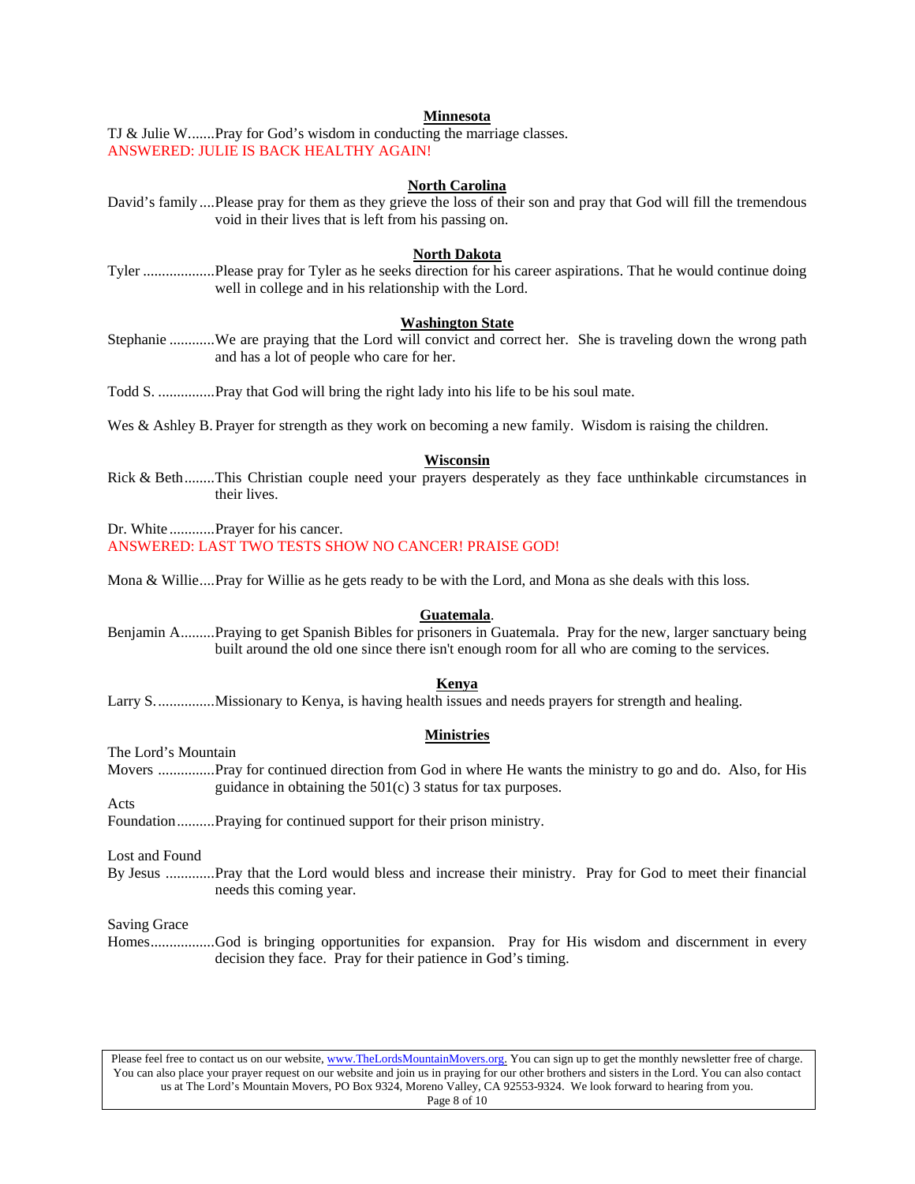**Minnesota**

TJ & Julie W.......Pray for God's wisdom in conducting the marriage classes.
ANSWERED: JULIE IS BACK HEALTHY AGAIN!

**North Carolina**

David's family....Please pray for them as they grieve the loss of their son and pray that God will fill the tremendous void in their lives that is left from his passing on.

**North Dakota**

Tyler ..................Please pray for Tyler as he seeks direction for his career aspirations. That he would continue doing well in college and in his relationship with the Lord.

**Washington State**

Stephanie ............We are praying that the Lord will convict and correct her. She is traveling down the wrong path and has a lot of people who care for her.

Todd S. ...............Pray that God will bring the right lady into his life to be his soul mate.

Wes & Ashley B. Prayer for strength as they work on becoming a new family. Wisdom is raising the children.

**Wisconsin**

Rick & Beth........This Christian couple need your prayers desperately as they face unthinkable circumstances in their lives.

Dr. White ............Prayer for his cancer.
ANSWERED: LAST TWO TESTS SHOW NO CANCER! PRAISE GOD!

Mona & Willie....Pray for Willie as he gets ready to be with the Lord, and Mona as she deals with this loss.

**Guatemala**.

Benjamin A.........Praying to get Spanish Bibles for prisoners in Guatemala. Pray for the new, larger sanctuary being built around the old one since there isn't enough room for all who are coming to the services.

**Kenya**

Larry S. ..............Missionary to Kenya, is having health issues and needs prayers for strength and healing.

**Ministries**

The Lord's Mountain
Movers ...............Pray for continued direction from God in where He wants the ministry to go and do. Also, for His guidance in obtaining the 501(c) 3 status for tax purposes.

Acts
Foundation..........Praying for continued support for their prison ministry.

Lost and Found
By Jesus .............Pray that the Lord would bless and increase their ministry. Pray for God to meet their financial needs this coming year.

Saving Grace
Homes.................God is bringing opportunities for expansion. Pray for His wisdom and discernment in every decision they face. Pray for their patience in God's timing.

Please feel free to contact us on our website, www.TheLordsMountainMovers.org. You can sign up to get the monthly newsletter free of charge. You can also place your prayer request on our website and join us in praying for our other brothers and sisters in the Lord. You can also contact us at The Lord's Mountain Movers, PO Box 9324, Moreno Valley, CA 92553-9324. We look forward to hearing from you.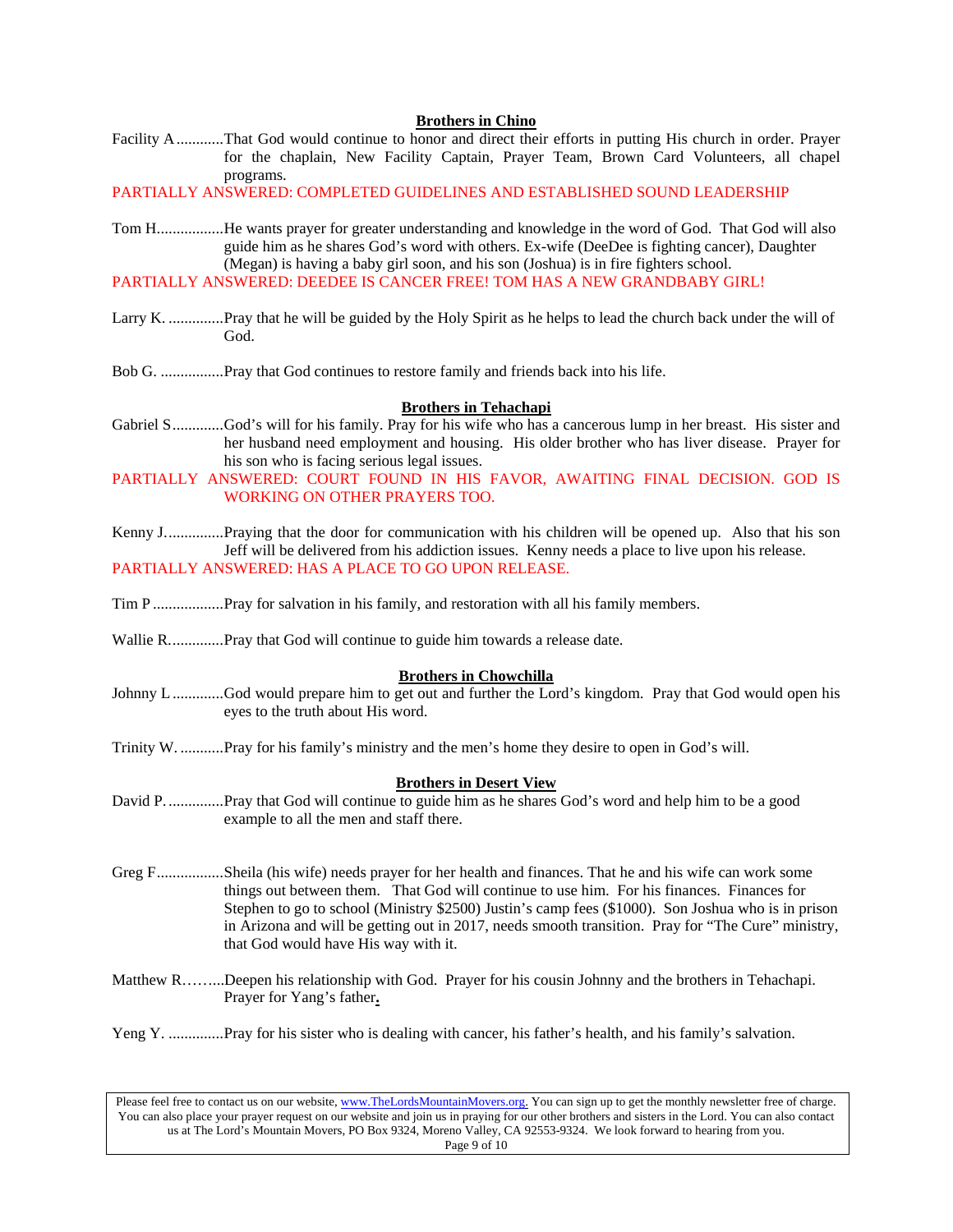## Brothers in Chino

Facility A............That God would continue to honor and direct their efforts in putting His church in order. Prayer for the chaplain, New Facility Captain, Prayer Team, Brown Card Volunteers, all chapel programs.

PARTIALLY ANSWERED: COMPLETED GUIDELINES AND ESTABLISHED SOUND LEADERSHIP

Tom H.................He wants prayer for greater understanding and knowledge in the word of God. That God will also guide him as he shares God's word with others. Ex-wife (DeeDee is fighting cancer), Daughter (Megan) is having a baby girl soon, and his son (Joshua) is in fire fighters school.

PARTIALLY ANSWERED: DEEDEE IS CANCER FREE! TOM HAS A NEW GRANDBABY GIRL!

Larry K. ..............Pray that he will be guided by the Holy Spirit as he helps to lead the church back under the will of God.

Bob G. ................Pray that God continues to restore family and friends back into his life.

## Brothers in Tehachapi

Gabriel S.............God's will for his family. Pray for his wife who has a cancerous lump in her breast. His sister and her husband need employment and housing. His older brother who has liver disease. Prayer for his son who is facing serious legal issues.

PARTIALLY ANSWERED: COURT FOUND IN HIS FAVOR, AWAITING FINAL DECISION. GOD IS WORKING ON OTHER PRAYERS TOO.

Kenny J...............Praying that the door for communication with his children will be opened up. Also that his son Jeff will be delivered from his addiction issues. Kenny needs a place to live upon his release.

PARTIALLY ANSWERED: HAS A PLACE TO GO UPON RELEASE.

Tim P ..................Pray for salvation in his family, and restoration with all his family members.

Wallie R..............Pray that God will continue to guide him towards a release date.

## Brothers in Chowchilla

Johnny L .............God would prepare him to get out and further the Lord's kingdom. Pray that God would open his eyes to the truth about His word.

Trinity W. ...........Pray for his family's ministry and the men's home they desire to open in God's will.

## Brothers in Desert View

David P. ..............Pray that God will continue to guide him as he shares God's word and help him to be a good example to all the men and staff there.

Greg F.................Sheila (his wife) needs prayer for her health and finances. That he and his wife can work some things out between them. That God will continue to use him. For his finances. Finances for Stephen to go to school (Ministry $2500) Justin's camp fees ($1000). Son Joshua who is in prison in Arizona and will be getting out in 2017, needs smooth transition. Pray for "The Cure" ministry, that God would have His way with it.

Matthew R……...Deepen his relationship with God. Prayer for his cousin Johnny and the brothers in Tehachapi. Prayer for Yang's father.

Yeng Y. ..............Pray for his sister who is dealing with cancer, his father's health, and his family's salvation.

Please feel free to contact us on our website, www.TheLordsMountainMovers.org. You can sign up to get the monthly newsletter free of charge. You can also place your prayer request on our website and join us in praying for our other brothers and sisters in the Lord. You can also contact us at The Lord's Mountain Movers, PO Box 9324, Moreno Valley, CA 92553-9324. We look forward to hearing from you.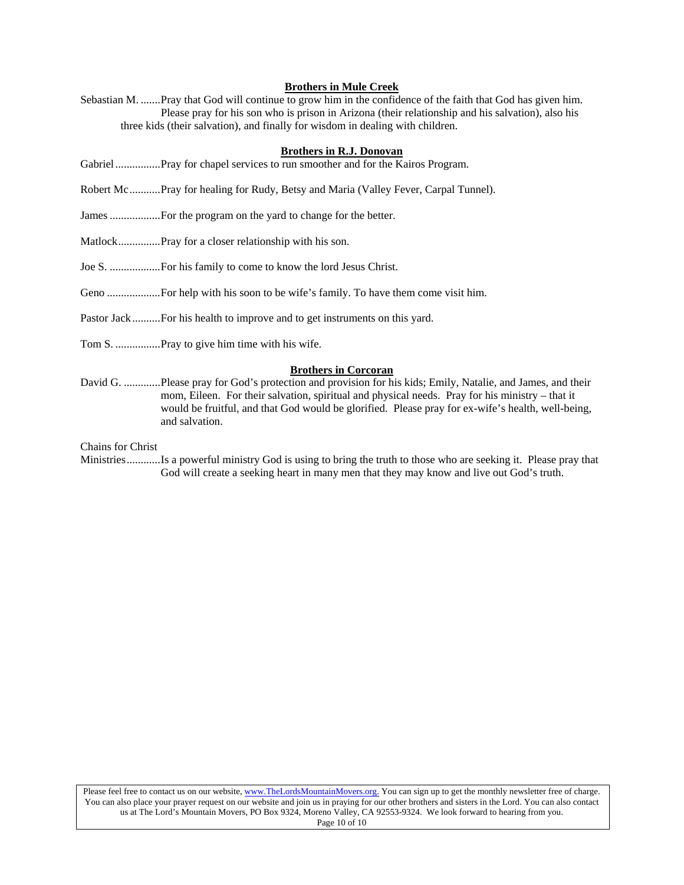**Brothers in Mule Creek**

Sebastian M. .......Pray that God will continue to grow him in the confidence of the faith that God has given him. Please pray for his son who is prison in Arizona (their relationship and his salvation), also his three kids (their salvation), and finally for wisdom in dealing with children.

**Brothers in R.J. Donovan**

Gabriel................Pray for chapel services to run smoother and for the Kairos Program.

Robert Mc...........Pray for healing for Rudy, Betsy and Maria (Valley Fever, Carpal Tunnel).

James ..................For the program on the yard to change for the better.

Matlock...............Pray for a closer relationship with his son.

Joe S. ..................For his family to come to know the lord Jesus Christ.

Geno ...................For help with his soon to be wife's family. To have them come visit him.

Pastor Jack..........For his health to improve and to get instruments on this yard.

Tom S. ................Pray to give him time with his wife.

**Brothers in Corcoran**

David G. .............Please pray for God's protection and provision for his kids; Emily, Natalie, and James, and their mom, Eileen. For their salvation, spiritual and physical needs. Pray for his ministry – that it would be fruitful, and that God would be glorified. Please pray for ex-wife's health, well-being, and salvation.

Chains for Christ
Ministries............Is a powerful ministry God is using to bring the truth to those who are seeking it. Please pray that God will create a seeking heart in many men that they may know and live out God's truth.

Please feel free to contact us on our website, www.TheLordsMountainMovers.org. You can sign up to get the monthly newsletter free of charge. You can also place your prayer request on our website and join us in praying for our other brothers and sisters in the Lord. You can also contact us at The Lord's Mountain Movers, PO Box 9324, Moreno Valley, CA 92553-9324. We look forward to hearing from you.